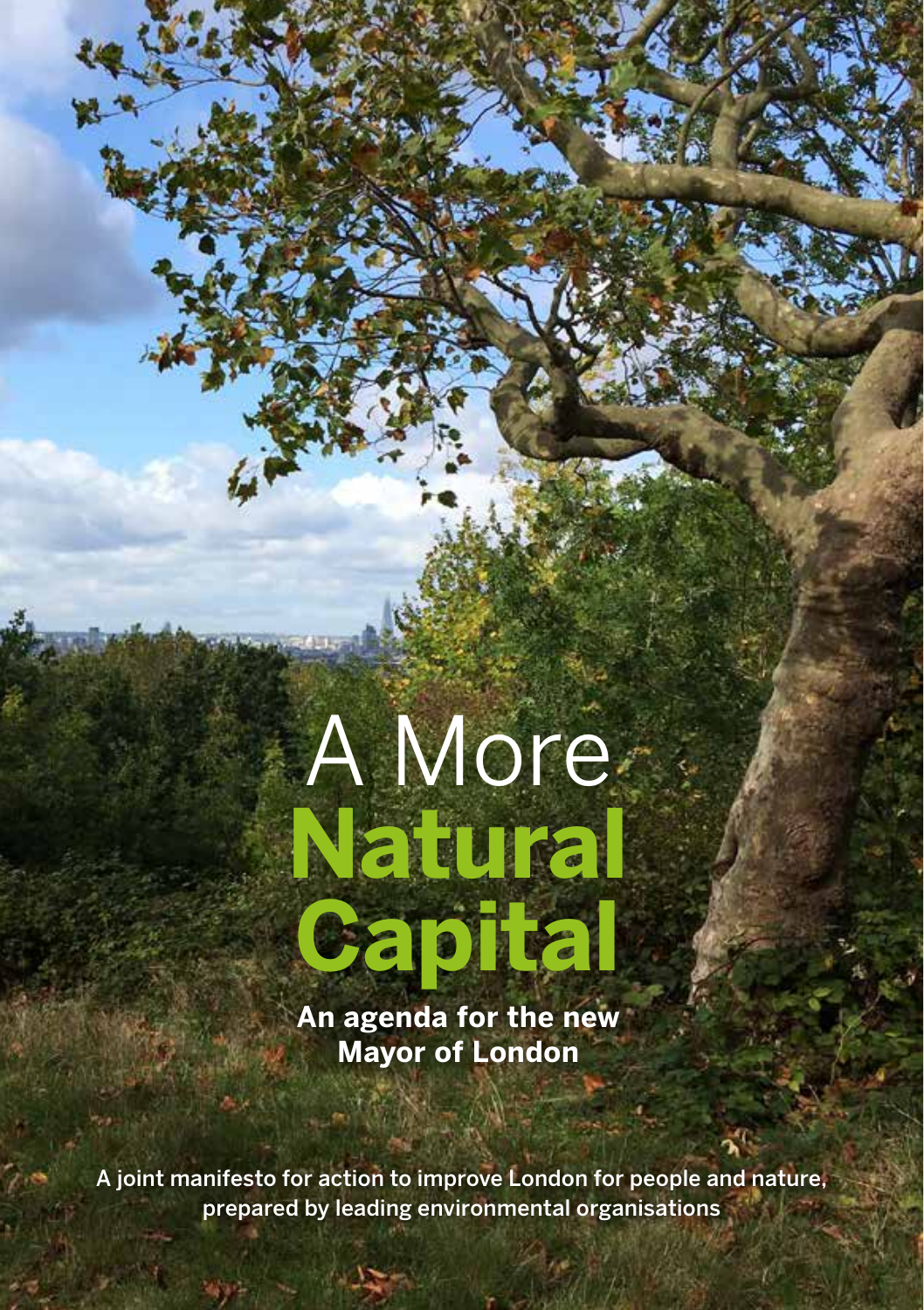# A More Natural Capital

**An agenda for the new Mayor of London**

A joint manifesto for action to improve London for people and nature, prepared by leading environmental organisations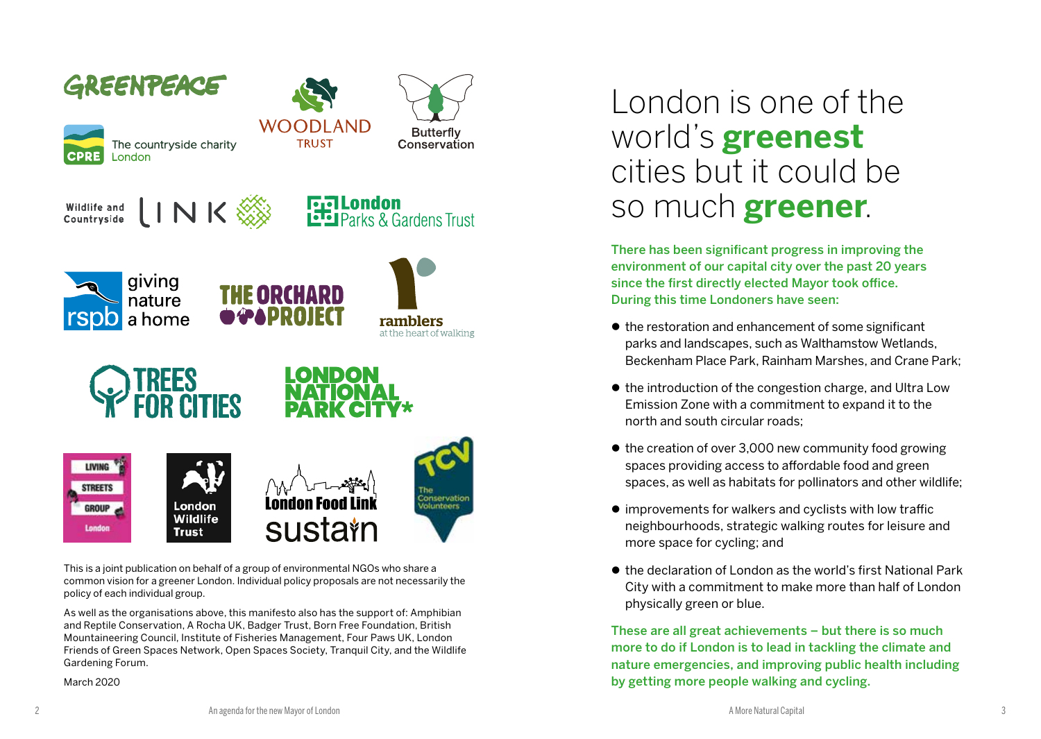This is a joint publication on behalf of a group of environmental NGOs who share a common vision for a greener London. Individual policy proposals are not necessarily the policy of each individual group.

As well as the organisations above, this manifesto also has the support of: Amphibian and Reptile Conservation, A Rocha UK, Badger Trust, Born Free Foundation, British Mountaineering Council, Institute of Fisheries Management, Four Paws UK, London Friends of Green Spaces Network, Open Spaces Society, Tranquil City, and the Wildlife Gardening Forum.

March 2020

# London is one of the world's **greenest** cities but it could be so much **greener**.

**There has been significant progress in improving the environment of our capital city over the past 20 years since the first directly elected Mayor took office. During this time Londoners have seen:**

- the restoration and enhancement of some significant parks and landscapes, such as Walthamstow Wetlands, Beckenham Place Park, Rainham Marshes, and Crane Park;
- the introduction of the congestion charge, and Ultra Low Emission Zone with a commitment to expand it to the north and south circular roads;
- the creation of over 3,000 new community food growing spaces providing access to affordable food and green spaces, as well as habitats for pollinators and other wildlife;
- improvements for walkers and cyclists with low traffic neighbourhoods, strategic walking routes for leisure and more space for cycling; and
- the declaration of London as the world's first National Park City with a commitment to make more than half of London physically green or blue.

**These are all great achievements – but there is so much more to do if London is to lead in tackling the climate and nature emergencies, and improving public health including by getting more people walking and cycling.**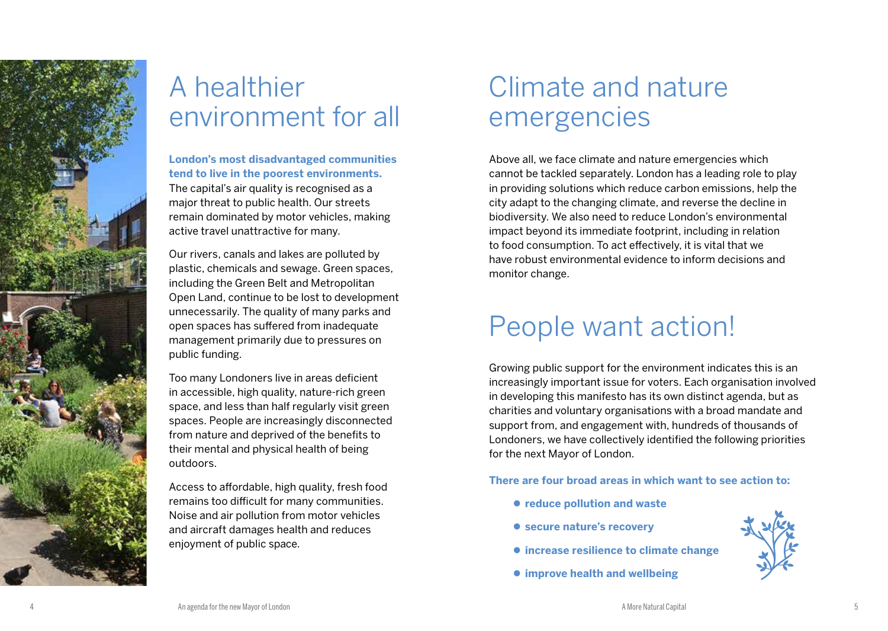# A healthier environment for all

**London's most disadvantaged communities tend to live in the poorest environments.** The capital's air quality is recognised as a major threat to public health. Our streets remain dominated by motor vehicles, making active travel unattractive for many.

Our rivers, canals and lakes are polluted by plastic, chemicals and sewage. Green spaces, including the Green Belt and Metropolitan Open Land, continue to be lost to development unnecessarily. The quality of many parks and open spaces has suffered from inadequate management primarily due to pressures on public funding.

Too many Londoners live in areas deficient in accessible, high quality, nature-rich green space, and less than half regularly visit green spaces. People are increasingly disconnected from nature and deprived of the benefits to their mental and physical health of being outdoors.

Access to affordable, high quality, fresh food remains too difficult for many communities. Noise and air pollution from motor vehicles and aircraft damages health and reduces enjoyment of public space.

# Climate and nature emergencies

Above all, we face climate and nature emergencies which cannot be tackled separately. London has a leading role to play in providing solutions which reduce carbon emissions, help the city adapt to the changing climate, and reverse the decline in biodiversity. We also need to reduce London's environmental impact beyond its immediate footprint, including in relation to food consumption. To act effectively, it is vital that we have robust environmental evidence to inform decisions and monitor change.

# People want action!

Growing public support for the environment indicates this is an increasingly important issue for voters. Each organisation involved in developing this manifesto has its own distinct agenda, but as charities and voluntary organisations with a broad mandate and support from, and engagement with, hundreds of thousands of Londoners, we have collectively identified the following priorities for the next Mayor of London.

**There are four broad areas in which want to see action to:**

- **reduce pollution and waste**
- **secure nature's recovery**
- **increase resilience to climate change**
- **improve health and wellbeing**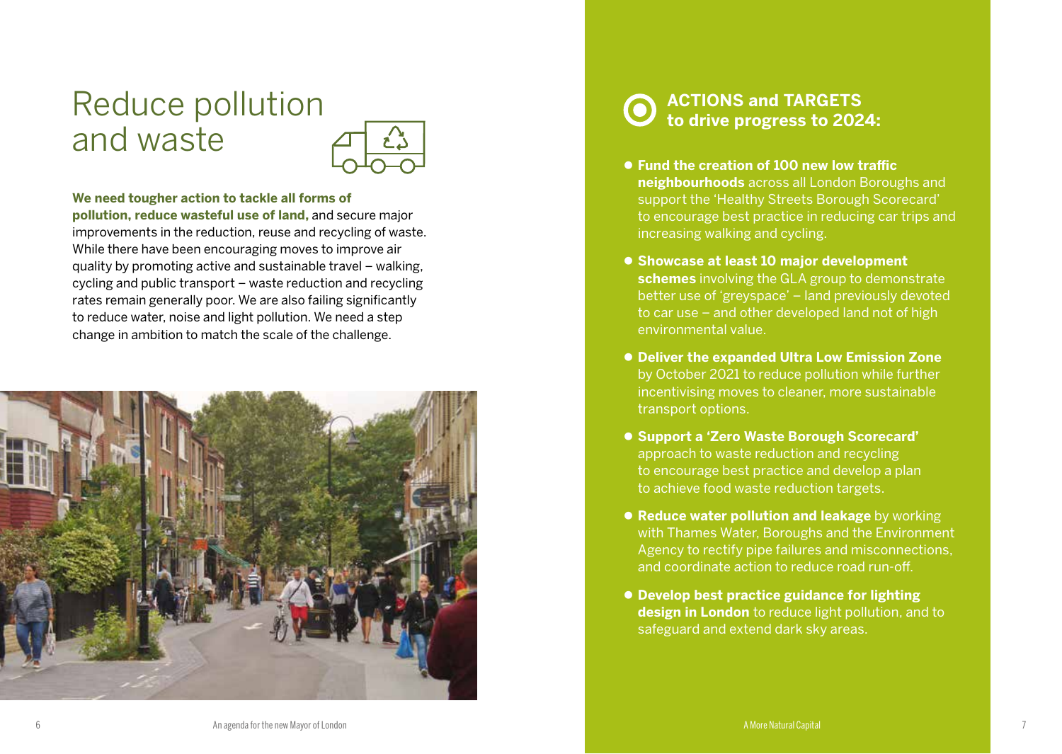# Reduce pollution and waste

**We need tougher action to tackle all forms of pollution, reduce wasteful use of land,** and secure major improvements in the reduction, reuse and recycling of waste. While there have been encouraging moves to improve air quality by promoting active and sustainable travel – walking, cycling and public transport – waste reduction and recycling rates remain generally poor. We are also failing significantly to reduce water, noise and light pollution. We need a step change in ambition to match the scale of the challenge.

## ACTIONS and TARGETS to drive progress to 2024:

- **Fund the creation of 100 new low traffic neighbourhoods** across all London Boroughs and support the 'Healthy Streets Borough Scorecard' to encourage best practice in reducing car trips and increasing walking and cycling.
- **Showcase at least 10 major development schemes** involving the GLA group to demonstrate better use of 'greyspace' – land previously devoted to car use – and other developed land not of high environmental value.
- **Deliver the expanded Ultra Low Emission Zone** by October 2021 to reduce pollution while further incentivising moves to cleaner, more sustainable transport options.
- **Support a 'Zero Waste Borough Scorecard'** approach to waste reduction and recycling to encourage best practice and develop a plan to achieve food waste reduction targets.
- **Reduce water pollution and leakage** by working with Thames Water, Boroughs and the Environment Agency to rectify pipe failures and misconnections, and coordinate action to reduce road run-off.
- **Develop best practice guidance for lighting design in London** to reduce light pollution, and to safeguard and extend dark sky areas.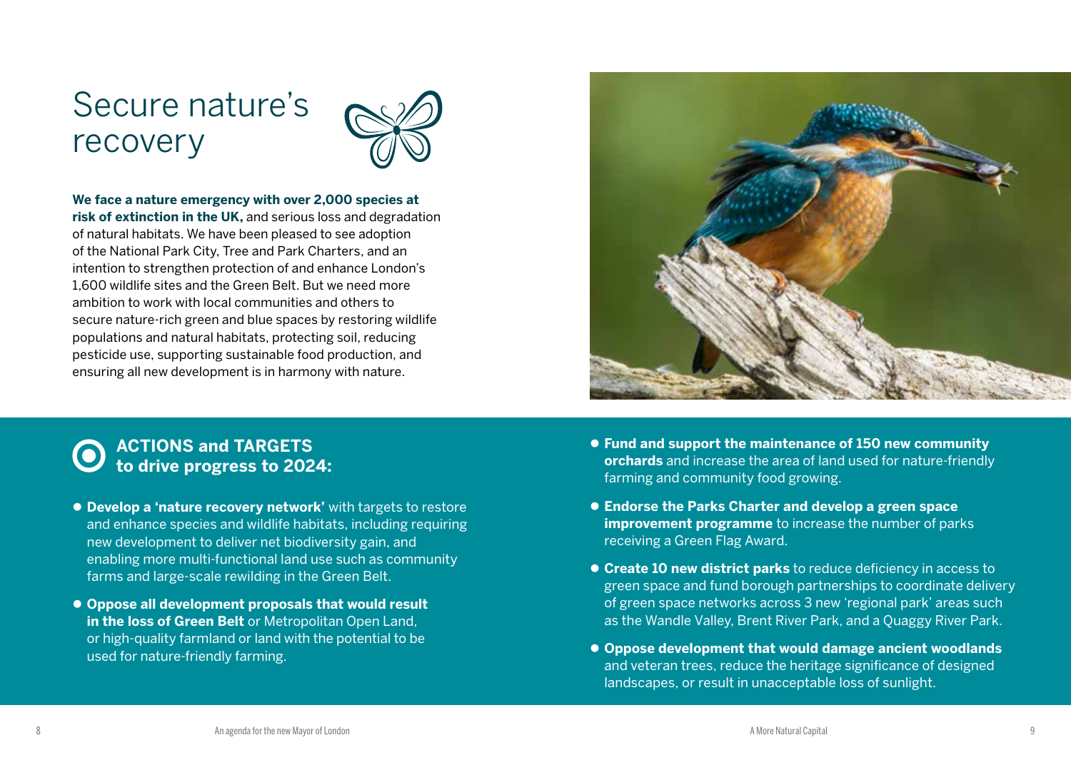# Secure nature's recovery

**We face a nature emergency with over 2,000 species at risk of extinction in the UK,** and serious loss and degradation of natural habitats. We have been pleased to see adoption of the National Park City, Tree and Park Charters, and an intention to strengthen protection of and enhance London's 1,600 wildlife sites and the Green Belt. But we need more ambition to work with local communities and others to secure nature-rich green and blue spaces by restoring wildlife populations and natural habitats, protecting soil, reducing pesticide use, supporting sustainable food production, and ensuring all new development is in harmony with nature.

## ACTIONS and TARGETS to drive progress to 2024:

- **Develop a 'nature recovery network'** with targets to restore and enhance species and wildlife habitats, including requiring new development to deliver net biodiversity gain, and enabling more multi-functional land use such as community farms and large-scale rewilding in the Green Belt.
- **Oppose all development proposals that would result in the loss of Green Belt** or Metropolitan Open Land, or high-quality farmland or land with the potential to be used for nature-friendly farming.
- **Fund and support the maintenance of 150 new community orchards** and increase the area of land used for nature-friendly farming and community food growing.
- **Endorse the Parks Charter and develop a green space improvement programme** to increase the number of parks receiving a Green Flag Award.
- **Create 10 new district parks** to reduce deficiency in access to green space and fund borough partnerships to coordinate delivery of green space networks across 3 new 'regional park' areas such as the Wandle Valley, Brent River Park, and a Quaggy River Park.
- **Oppose development that would damage ancient woodlands** and veteran trees, reduce the heritage significance of designed landscapes, or result in unacceptable loss of sunlight.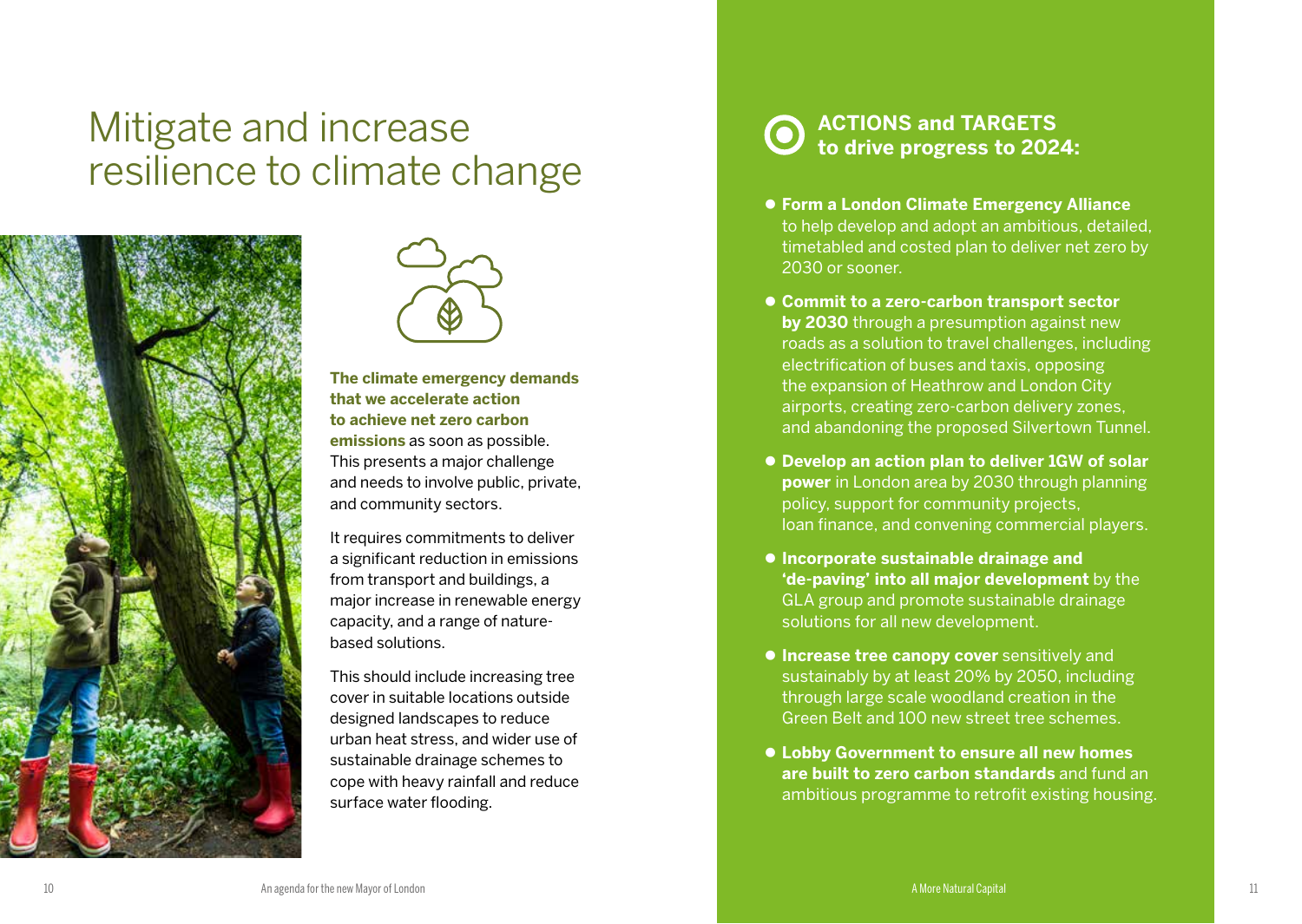# Mitigate and increase resilience to climate change

**The climate emergency demands that we accelerate action to achieve net zero carbon emissions** as soon as possible. This presents a major challenge and needs to involve public, private, and community sectors.

It requires commitments to deliver a significant reduction in emissions from transport and buildings, a major increase in renewable energy capacity, and a range of nature-based solutions.

This should include increasing tree cover in suitable locations outside designed landscapes to reduce urban heat stress, and wider use of sustainable drainage schemes to cope with heavy rainfall and reduce surface water flooding.

## ACTIONS and TARGETS to drive progress to 2024:

- **Form a London Climate Emergency Alliance** to help develop and adopt an ambitious, detailed, timetabled and costed plan to deliver net zero by 2030 or sooner.
- **Commit to a zero-carbon transport sector by 2030** through a presumption against new roads as a solution to travel challenges, including electrification of buses and taxis, opposing the expansion of Heathrow and London City airports, creating zero-carbon delivery zones, and abandoning the proposed Silvertown Tunnel.
- **Develop an action plan to deliver 1GW of solar power** in London area by 2030 through planning policy, support for community projects, loan finance, and convening commercial players.
- **Incorporate sustainable drainage and 'de-paving' into all major development** by the GLA group and promote sustainable drainage solutions for all new development.
- **Increase tree canopy cover** sensitively and sustainably by at least 20% by 2050, including through large scale woodland creation in the Green Belt and 100 new street tree schemes.
- **Lobby Government to ensure all new homes are built to zero carbon standards** and fund an ambitious programme to retrofit existing housing.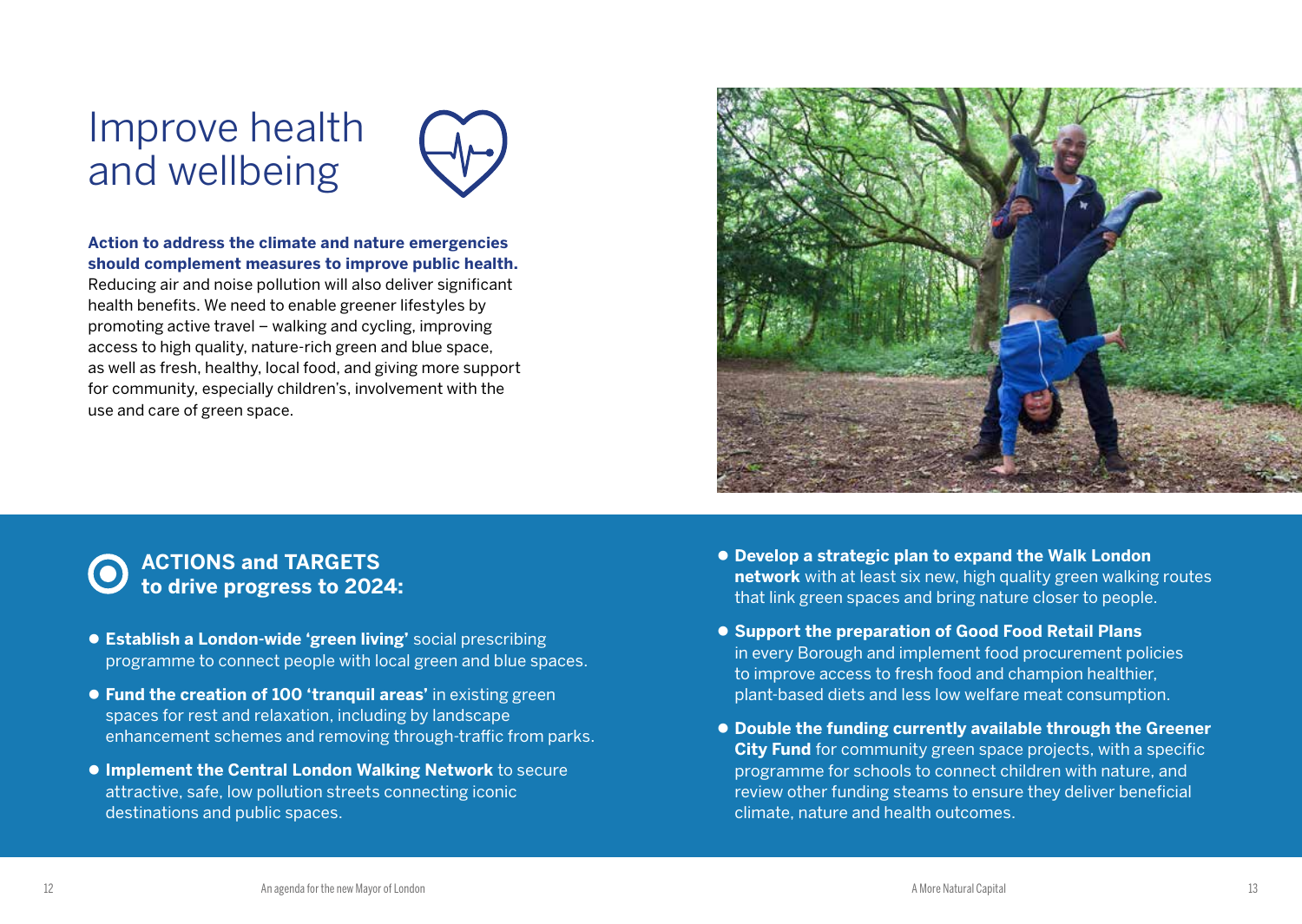# Improve health and wellbeing

**Action to address the climate and nature emergencies should complement measures to improve public health.** Reducing air and noise pollution will also deliver significant health benefits. We need to enable greener lifestyles by promoting active travel – walking and cycling, improving access to high quality, nature-rich green and blue space, as well as fresh, healthy, local food, and giving more support for community, especially children's, involvement with the use and care of green space.

## ACTIONS and TARGETS to drive progress to 2024:

- **Establish a London-wide 'green living'** social prescribing programme to connect people with local green and blue spaces.
- **Fund the creation of 100 'tranquil areas'** in existing green spaces for rest and relaxation, including by landscape enhancement schemes and removing through-traffic from parks.
- **Implement the Central London Walking Network** to secure attractive, safe, low pollution streets connecting iconic destinations and public spaces.
- **Develop a strategic plan to expand the Walk London network** with at least six new, high quality green walking routes that link green spaces and bring nature closer to people.
- **Support the preparation of Good Food Retail Plans** in every Borough and implement food procurement policies to improve access to fresh food and champion healthier, plant-based diets and less low welfare meat consumption.
- **Double the funding currently available through the Greener City Fund** for community green space projects, with a specific programme for schools to connect children with nature, and review other funding steams to ensure they deliver beneficial climate, nature and health outcomes.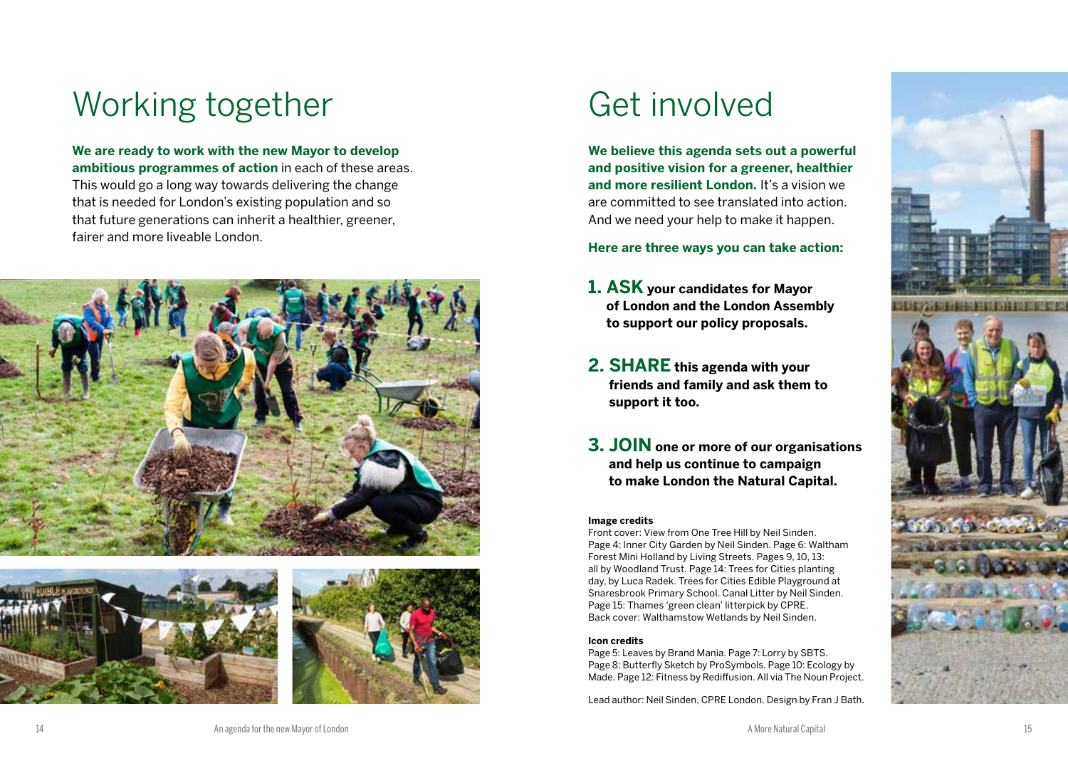# Working together

**We are ready to work with the new Mayor to develop ambitious programmes of action** in each of these areas. This would go a long way towards delivering the change that is needed for London's existing population and so that future generations can inherit a healthier, greener, fairer and more liveable London.

# Get involved

**We believe this agenda sets out a powerful and positive vision for a greener, healthier and more resilient London.** It's a vision we are committed to see translated into action. And we need your help to make it happen.

**Here are three ways you can take action:**

1. **ASK your candidates for Mayor of London and the London Assembly to support our policy proposals.**

2. **SHARE this agenda with your friends and family and ask them to support it too.**

3. **JOIN one or more of our organisations and help us continue to campaign to make London the Natural Capital.**

**Image credits**

Front cover: View from One Tree Hill by Neil Sinden. Page 4: Inner City Garden by Neil Sinden. Page 6: Waltham Forest Mini Holland by Living Streets. Pages 9, 10, 13: all by Woodland Trust. Page 14: Trees for Cities planting day, by Luca Radek. Trees for Cities Edible Playground at Snaresbrook Primary School. Canal Litter by Neil Sinden. Page 15: Thames 'green clean' litterpick by CPRE. Back cover: Walthamstow Wetlands by Neil Sinden.

**Icon credits**

Page 5: Leaves by Brand Mania. Page 7: Lorry by SBTS. Page 8: Butterfly Sketch by ProSymbols. Page 10: Ecology by Made. Page 12: Fitness by Rediffusion. All via The Noun Project.

Lead author: Neil Sinden, CPRE London. Design by Fran J Bath.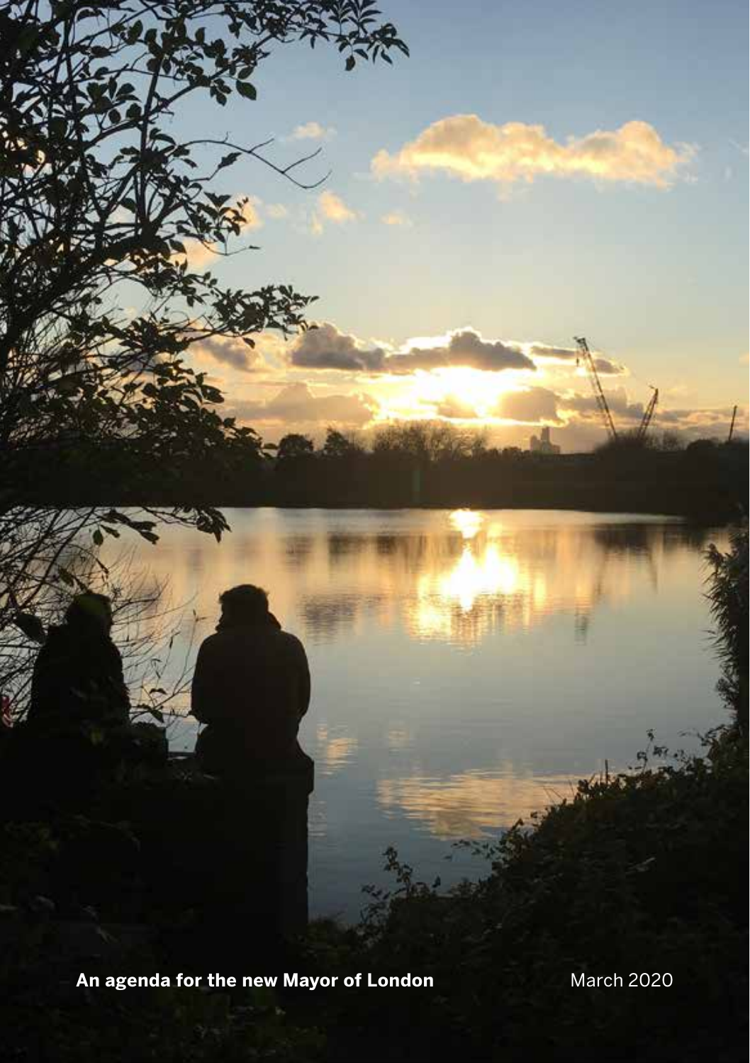**An agenda for the new Mayor of London**

March 2020